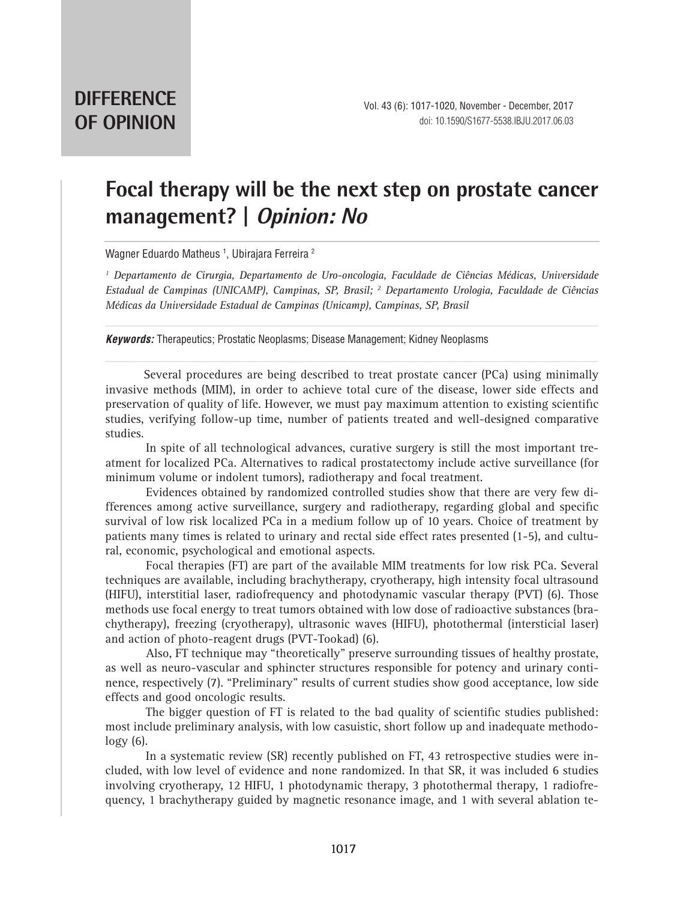**DIFFERENCE OF OPINION**

# Focal therapy will be the next step on prostate cancer management? | *Opinion: No*

Wagner Eduardo Matheus [1], Ubirajara Ferreira [2]

*[1] Departamento de Cirurgia, Departamento de Uro-oncologia, Faculdade de Ciências Médicas, Universidade Estadual de Campinas (UNICAMP), Campinas, SP, Brasil; [2] Departamento Urologia, Faculdade de Ciências Médicas da Universidade Estadual de Campinas (Unicamp), Campinas, SP, Brasil*

***Keywords:*** Therapeutics; Prostatic Neoplasms; Disease Management; Kidney Neoplasms

Several procedures are being described to treat prostate cancer (PCa) using minimally invasive methods (MIM), in order to achieve total cure of the disease, lower side effects and preservation of quality of life. However, we must pay maximum attention to existing scientific studies, verifying follow-up time, number of patients treated and well-designed comparative studies.

In spite of all technological advances, curative surgery is still the most important treatment for localized PCa. Alternatives to radical prostatectomy include active surveillance (for minimum volume or indolent tumors), radiotherapy and focal treatment.

Evidences obtained by randomized controlled studies show that there are very few differences among active surveillance, surgery and radiotherapy, regarding global and specific survival of low risk localized PCa in a medium follow up of 10 years. Choice of treatment by patients many times is related to urinary and rectal side effect rates presented (1-5), and cultural, economic, psychological and emotional aspects.

Focal therapies (FT) are part of the available MIM treatments for low risk PCa. Several techniques are available, including brachytherapy, cryotherapy, high intensity focal ultrasound (HIFU), interstitial laser, radiofrequency and photodynamic vascular therapy (PVT) (6). Those methods use focal energy to treat tumors obtained with low dose of radioactive substances (brachytherapy), freezing (cryotherapy), ultrasonic waves (HIFU), photothermal (intersticial laser) and action of photo-reagent drugs (PVT-Tookad) (6).

Also, FT technique may "theoretically" preserve surrounding tissues of healthy prostate, as well as neuro-vascular and sphincter structures responsible for potency and urinary continence, respectively (7). "Preliminary" results of current studies show good acceptance, low side effects and good oncologic results.

The bigger question of FT is related to the bad quality of scientific studies published: most include preliminary analysis, with low casuistic, short follow up and inadequate methodology (6).

In a systematic review (SR) recently published on FT, 43 retrospective studies were included, with low level of evidence and none randomized. In that SR, it was included 6 studies involving cryotherapy, 12 HIFU, 1 photodynamic therapy, 3 photothermal therapy, 1 radiofrequency, 1 brachytherapy guided by magnetic resonance image, and 1 with several ablation te-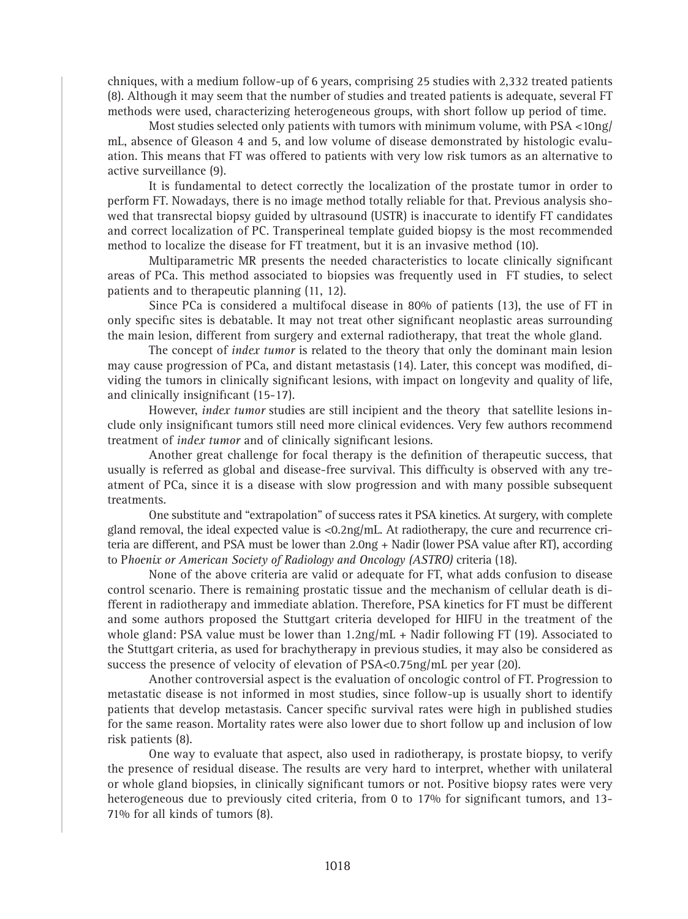chniques, with a medium follow-up of 6 years, comprising 25 studies with 2,332 treated patients (8). Although it may seem that the number of studies and treated patients is adequate, several FT methods were used, characterizing heterogeneous groups, with short follow up period of time.

Most studies selected only patients with tumors with minimum volume, with PSA <10ng/mL, absence of Gleason 4 and 5, and low volume of disease demonstrated by histologic evaluation. This means that FT was offered to patients with very low risk tumors as an alternative to active surveillance (9).

It is fundamental to detect correctly the localization of the prostate tumor in order to perform FT. Nowadays, there is no image method totally reliable for that. Previous analysis showed that transrectal biopsy guided by ultrasound (USTR) is inaccurate to identify FT candidates and correct localization of PC. Transperineal template guided biopsy is the most recommended method to localize the disease for FT treatment, but it is an invasive method (10).

Multiparametric MR presents the needed characteristics to locate clinically significant areas of PCa. This method associated to biopsies was frequently used in FT studies, to select patients and to therapeutic planning (11, 12).

Since PCa is considered a multifocal disease in 80% of patients (13), the use of FT in only specific sites is debatable. It may not treat other significant neoplastic areas surrounding the main lesion, different from surgery and external radiotherapy, that treat the whole gland.

The concept of *index tumor* is related to the theory that only the dominant main lesion may cause progression of PCa, and distant metastasis (14). Later, this concept was modified, dividing the tumors in clinically significant lesions, with impact on longevity and quality of life, and clinically insignificant (15-17).

However, *index tumor* studies are still incipient and the theory that satellite lesions include only insignificant tumors still need more clinical evidences. Very few authors recommend treatment of *index tumor* and of clinically significant lesions.

Another great challenge for focal therapy is the definition of therapeutic success, that usually is referred as global and disease-free survival. This difficulty is observed with any treatment of PCa, since it is a disease with slow progression and with many possible subsequent treatments.

One substitute and "extrapolation" of success rates it PSA kinetics. At surgery, with complete gland removal, the ideal expected value is <0.2ng/mL. At radiotherapy, the cure and recurrence criteria are different, and PSA must be lower than 2.0ng + Nadir (lower PSA value after RT), according to P*hoenix or American Society of Radiology and Oncology (ASTRO)* criteria (18).

None of the above criteria are valid or adequate for FT, what adds confusion to disease control scenario. There is remaining prostatic tissue and the mechanism of cellular death is different in radiotherapy and immediate ablation. Therefore, PSA kinetics for FT must be different and some authors proposed the Stuttgart criteria developed for HIFU in the treatment of the whole gland: PSA value must be lower than 1.2ng/mL + Nadir following FT (19). Associated to the Stuttgart criteria, as used for brachytherapy in previous studies, it may also be considered as success the presence of velocity of elevation of PSA<0.75ng/mL per year (20).

Another controversial aspect is the evaluation of oncologic control of FT. Progression to metastatic disease is not informed in most studies, since follow-up is usually short to identify patients that develop metastasis. Cancer specific survival rates were high in published studies for the same reason. Mortality rates were also lower due to short follow up and inclusion of low risk patients (8).

One way to evaluate that aspect, also used in radiotherapy, is prostate biopsy, to verify the presence of residual disease. The results are very hard to interpret, whether with unilateral or whole gland biopsies, in clinically significant tumors or not. Positive biopsy rates were very heterogeneous due to previously cited criteria, from 0 to 17% for significant tumors, and 13-71% for all kinds of tumors (8).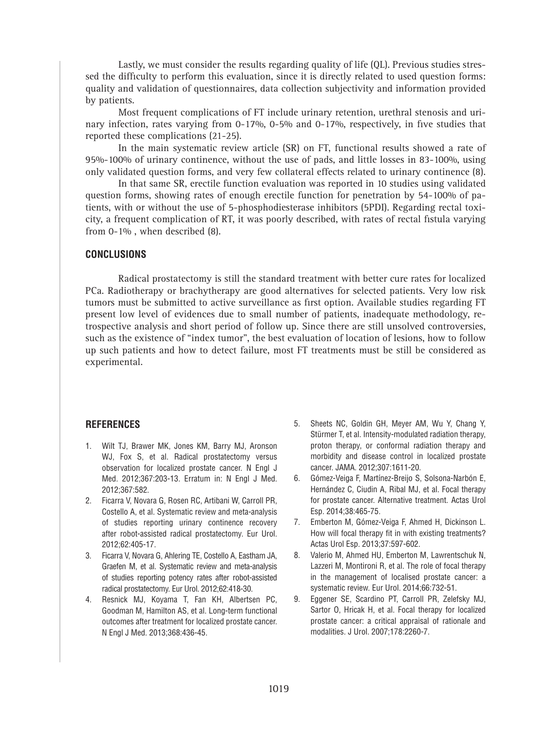Lastly, we must consider the results regarding quality of life (QL). Previous studies stressed the difficulty to perform this evaluation, since it is directly related to used question forms: quality and validation of questionnaires, data collection subjectivity and information provided by patients.

Most frequent complications of FT include urinary retention, urethral stenosis and urinary infection, rates varying from 0-17%, 0-5% and 0-17%, respectively, in five studies that reported these complications (21-25).

In the main systematic review article (SR) on FT, functional results showed a rate of 95%-100% of urinary continence, without the use of pads, and little losses in 83-100%, using only validated question forms, and very few collateral effects related to urinary continence (8).

In that same SR, erectile function evaluation was reported in 10 studies using validated question forms, showing rates of enough erectile function for penetration by 54-100% of patients, with or without the use of 5-phosphodiesterase inhibitors (5PDI). Regarding rectal toxicity, a frequent complication of RT, it was poorly described, with rates of rectal fistula varying from 0-1% , when described (8).

## CONCLUSIONS

Radical prostatectomy is still the standard treatment with better cure rates for localized PCa. Radiotherapy or brachytherapy are good alternatives for selected patients. Very low risk tumors must be submitted to active surveillance as first option. Available studies regarding FT present low level of evidences due to small number of patients, inadequate methodology, retrospective analysis and short period of follow up. Since there are still unsolved controversies, such as the existence of "index tumor", the best evaluation of location of lesions, how to follow up such patients and how to detect failure, most FT treatments must be still be considered as experimental.

## REFERENCES

1. Wilt TJ, Brawer MK, Jones KM, Barry MJ, Aronson WJ, Fox S, et al. Radical prostatectomy versus observation for localized prostate cancer. N Engl J Med. 2012;367:203-13. Erratum in: N Engl J Med. 2012;367:582.
2. Ficarra V, Novara G, Rosen RC, Artibani W, Carroll PR, Costello A, et al. Systematic review and meta-analysis of studies reporting urinary continence recovery after robot-assisted radical prostatectomy. Eur Urol. 2012;62:405-17.
3. Ficarra V, Novara G, Ahlering TE, Costello A, Eastham JA, Graefen M, et al. Systematic review and meta-analysis of studies reporting potency rates after robot-assisted radical prostatectomy. Eur Urol. 2012;62:418-30.
4. Resnick MJ, Koyama T, Fan KH, Albertsen PC, Goodman M, Hamilton AS, et al. Long-term functional outcomes after treatment for localized prostate cancer. N Engl J Med. 2013;368:436-45.
5. Sheets NC, Goldin GH, Meyer AM, Wu Y, Chang Y, Stürmer T, et al. Intensity-modulated radiation therapy, proton therapy, or conformal radiation therapy and morbidity and disease control in localized prostate cancer. JAMA. 2012;307:1611-20.
6. Gómez-Veiga F, Martínez-Breijo S, Solsona-Narbón E, Hernández C, Ciudin A, Ribal MJ, et al. Focal therapy for prostate cancer. Alternative treatment. Actas Urol Esp. 2014;38:465-75.
7. Emberton M, Gómez-Veiga F, Ahmed H, Dickinson L. How will focal therapy fit in with existing treatments? Actas Urol Esp. 2013;37:597-602.
8. Valerio M, Ahmed HU, Emberton M, Lawrentschuk N, Lazzeri M, Montironi R, et al. The role of focal therapy in the management of localised prostate cancer: a systematic review. Eur Urol. 2014;66:732-51.
9. Eggener SE, Scardino PT, Carroll PR, Zelefsky MJ, Sartor O, Hricak H, et al. Focal therapy for localized prostate cancer: a critical appraisal of rationale and modalities. J Urol. 2007;178:2260-7.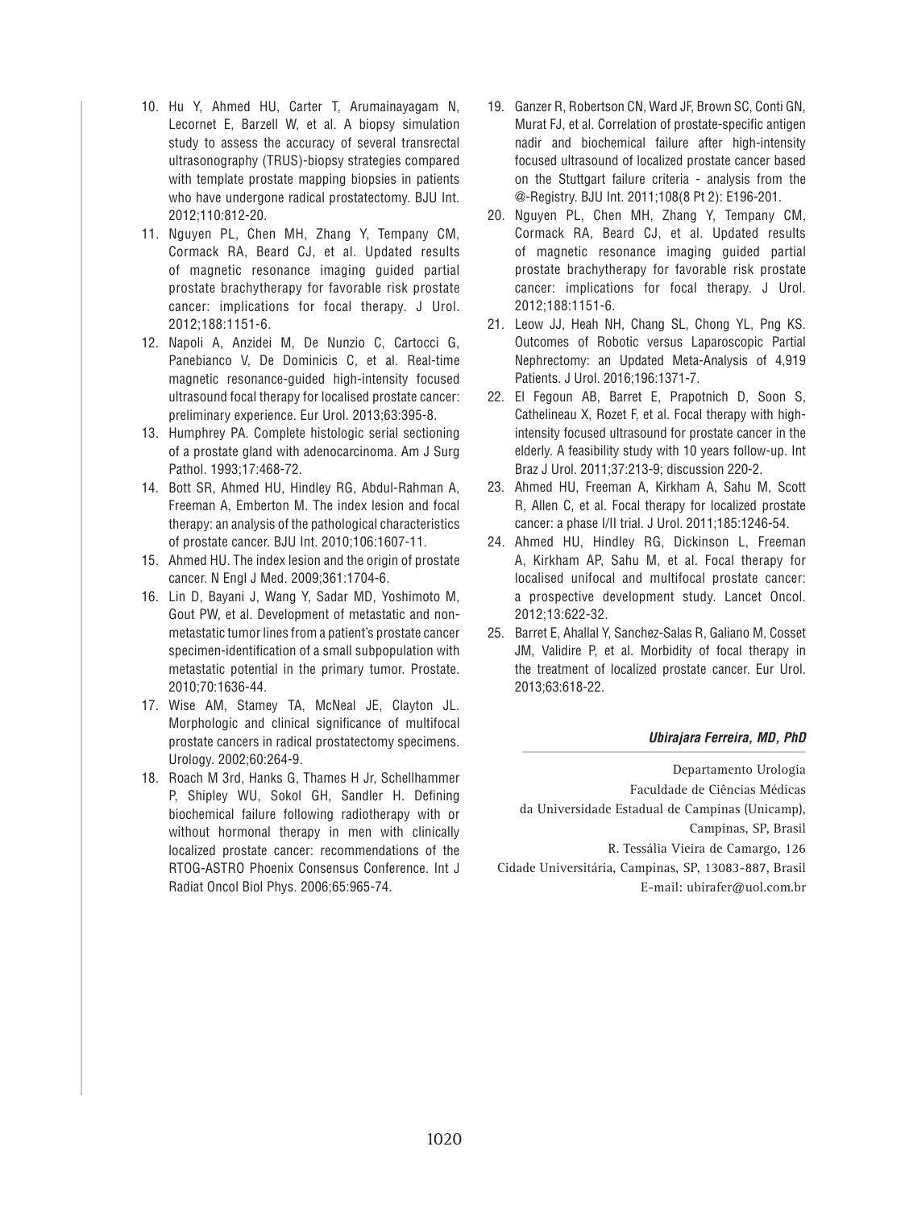10. Hu Y, Ahmed HU, Carter T, Arumainayagam N, Lecornet E, Barzell W, et al. A biopsy simulation study to assess the accuracy of several transrectal ultrasonography (TRUS)-biopsy strategies compared with template prostate mapping biopsies in patients who have undergone radical prostatectomy. BJU Int. 2012;110:812-20.
11. Nguyen PL, Chen MH, Zhang Y, Tempany CM, Cormack RA, Beard CJ, et al. Updated results of magnetic resonance imaging guided partial prostate brachytherapy for favorable risk prostate cancer: implications for focal therapy. J Urol. 2012;188:1151-6.
12. Napoli A, Anzidei M, De Nunzio C, Cartocci G, Panebianco V, De Dominicis C, et al. Real-time magnetic resonance-guided high-intensity focused ultrasound focal therapy for localised prostate cancer: preliminary experience. Eur Urol. 2013;63:395-8.
13. Humphrey PA. Complete histologic serial sectioning of a prostate gland with adenocarcinoma. Am J Surg Pathol. 1993;17:468-72.
14. Bott SR, Ahmed HU, Hindley RG, Abdul-Rahman A, Freeman A, Emberton M. The index lesion and focal therapy: an analysis of the pathological characteristics of prostate cancer. BJU Int. 2010;106:1607-11.
15. Ahmed HU. The index lesion and the origin of prostate cancer. N Engl J Med. 2009;361:1704-6.
16. Lin D, Bayani J, Wang Y, Sadar MD, Yoshimoto M, Gout PW, et al. Development of metastatic and non-metastatic tumor lines from a patient's prostate cancer specimen-identification of a small subpopulation with metastatic potential in the primary tumor. Prostate. 2010;70:1636-44.
17. Wise AM, Stamey TA, McNeal JE, Clayton JL. Morphologic and clinical significance of multifocal prostate cancers in radical prostatectomy specimens. Urology. 2002;60:264-9.
18. Roach M 3rd, Hanks G, Thames H Jr, Schellhammer P, Shipley WU, Sokol GH, Sandler H. Defining biochemical failure following radiotherapy with or without hormonal therapy in men with clinically localized prostate cancer: recommendations of the RTOG-ASTRO Phoenix Consensus Conference. Int J Radiat Oncol Biol Phys. 2006;65:965-74.
19. Ganzer R, Robertson CN, Ward JF, Brown SC, Conti GN, Murat FJ, et al. Correlation of prostate-specific antigen nadir and biochemical failure after high-intensity focused ultrasound of localized prostate cancer based on the Stuttgart failure criteria - analysis from the @-Registry. BJU Int. 2011;108(8 Pt 2): E196-201.
20. Nguyen PL, Chen MH, Zhang Y, Tempany CM, Cormack RA, Beard CJ, et al. Updated results of magnetic resonance imaging guided partial prostate brachytherapy for favorable risk prostate cancer: implications for focal therapy. J Urol. 2012;188:1151-6.
21. Leow JJ, Heah NH, Chang SL, Chong YL, Png KS. Outcomes of Robotic versus Laparoscopic Partial Nephrectomy: an Updated Meta-Analysis of 4,919 Patients. J Urol. 2016;196:1371-7.
22. El Fegoun AB, Barret E, Prapotnich D, Soon S, Cathelineau X, Rozet F, et al. Focal therapy with high-intensity focused ultrasound for prostate cancer in the elderly. A feasibility study with 10 years follow-up. Int Braz J Urol. 2011;37:213-9; discussion 220-2.
23. Ahmed HU, Freeman A, Kirkham A, Sahu M, Scott R, Allen C, et al. Focal therapy for localized prostate cancer: a phase I/II trial. J Urol. 2011;185:1246-54.
24. Ahmed HU, Hindley RG, Dickinson L, Freeman A, Kirkham AP, Sahu M, et al. Focal therapy for localised unifocal and multifocal prostate cancer: a prospective development study. Lancet Oncol. 2012;13:622-32.
25. Barret E, Ahallal Y, Sanchez-Salas R, Galiano M, Cosset JM, Validire P, et al. Morbidity of focal therapy in the treatment of localized prostate cancer. Eur Urol. 2013;63:618-22.

***Ubirajara Ferreira, MD, PhD***

Departamento Urologia
Faculdade de Ciências Médicas
da Universidade Estadual de Campinas (Unicamp),
Campinas, SP, Brasil
R. Tessália Vieira de Camargo, 126
Cidade Universitária, Campinas, SP, 13083-887, Brasil
E-mail: ubirafer@uol.com.br